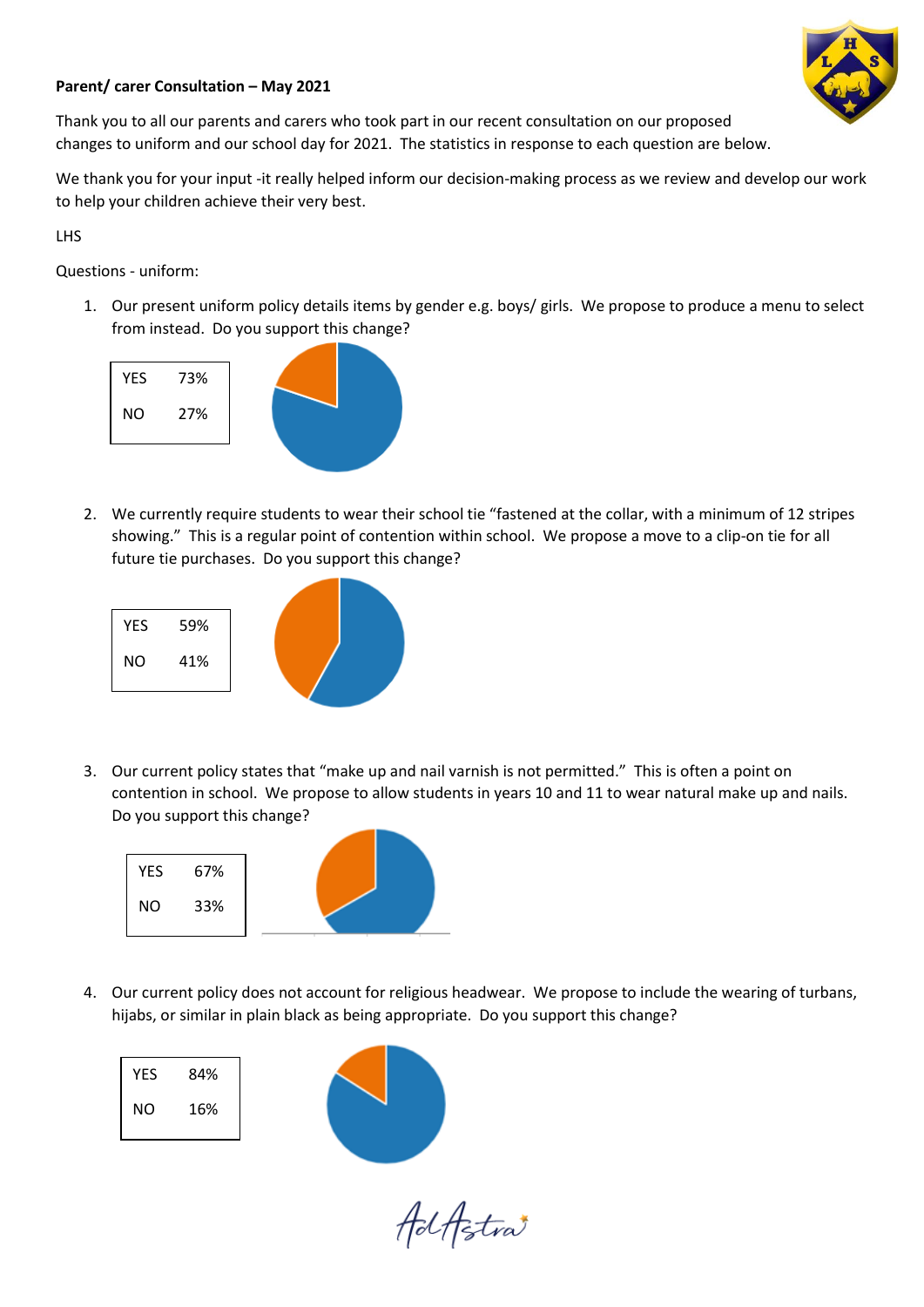**Parent/ carer Consultation – May 2021**

Thank you to all our parents and carers who took part in our recent consultation on our proposed changes to uniform and our school day for 2021. The statistics in response to each question are below.

We thank you for your input -it really helped inform our decision-making process as we review and develop our work to help your children achieve their very best.

LHS

Questions - uniform:

1. Our present uniform policy details items by gender e.g. boys/ girls. We propose to produce a menu to select from instead. Do you support this change?

| | |
|---|---|
| YES | 73% |
| NO | 27% |

2. We currently require students to wear their school tie "fastened at the collar, with a minimum of 12 stripes showing." This is a regular point of contention within school. We propose a move to a clip-on tie for all future tie purchases. Do you support this change?

| | |
|---|---|
| YES | 59% |
| NO | 41% |

3. Our current policy states that "make up and nail varnish is not permitted." This is often a point on contention in school. We propose to allow students in years 10 and 11 to wear natural make up and nails. Do you support this change?

| | |
|---|---|
| YES | 67% |
| NO | 33% |

4. Our current policy does not account for religious headwear. We propose to include the wearing of turbans, hijabs, or similar in plain black as being appropriate. Do you support this change?

| | |
|---|---|
| YES | 84% |
| NO | 16% |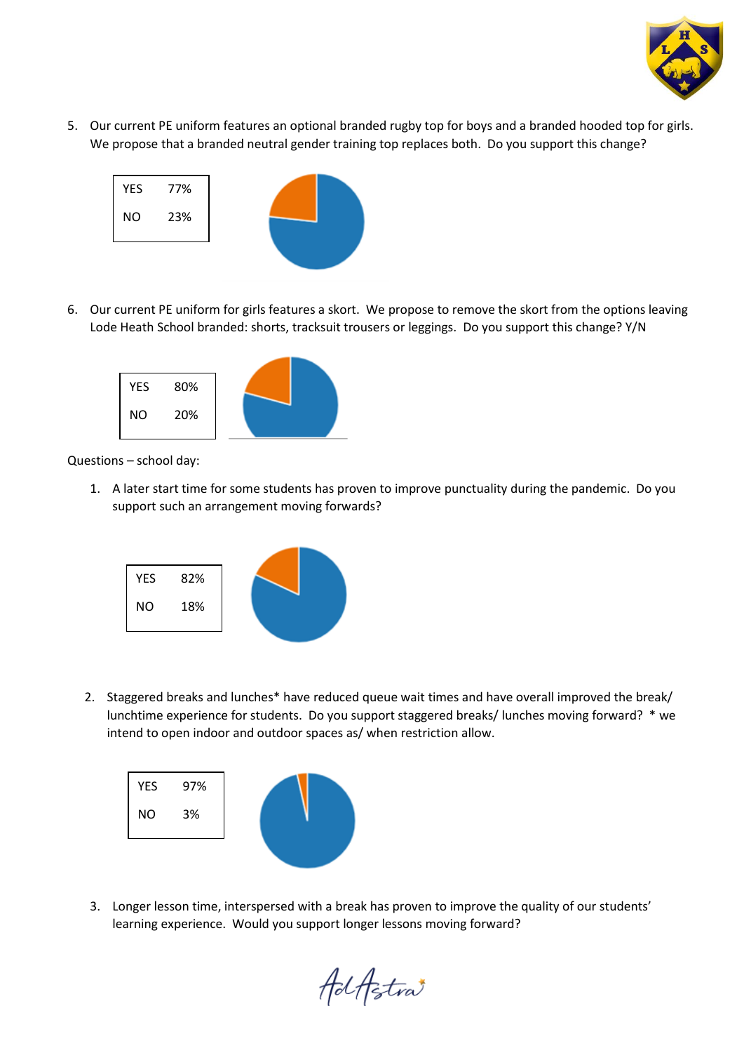5. Our current PE uniform features an optional branded rugby top for boys and a branded hooded top for girls. We propose that a branded neutral gender training top replaces both. Do you support this change?

| YES | 77% |
|---|---|
| NO | 23% |

6. Our current PE uniform for girls features a skort. We propose to remove the skort from the options leaving Lode Heath School branded: shorts, tracksuit trousers or leggings. Do you support this change? Y/N

| YES | 80% |
|---|---|
| NO | 20% |

Questions – school day:

1. A later start time for some students has proven to improve punctuality during the pandemic. Do you support such an arrangement moving forwards?

| YES | 82% |
|---|---|
| NO | 18% |

2. Staggered breaks and lunches* have reduced queue wait times and have overall improved the break/ lunchtime experience for students. Do you support staggered breaks/ lunches moving forward? * we intend to open indoor and outdoor spaces as/ when restriction allow.

| YES | 97% |
|---|---|
| NO | 3% |

3. Longer lesson time, interspersed with a break has proven to improve the quality of our students' learning experience. Would you support longer lessons moving forward?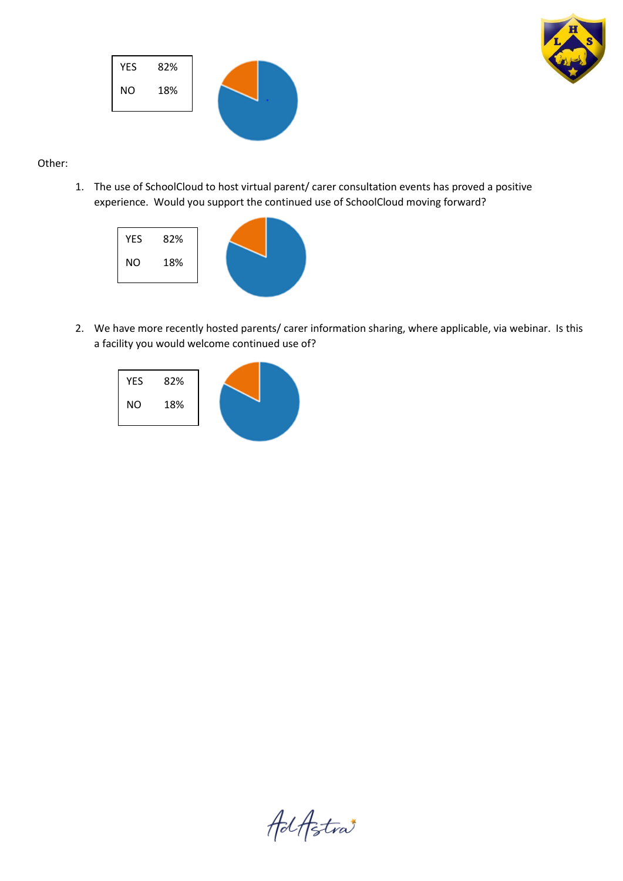| | |
|---|---|
| YES | 82% |
| NO | 18% |

Other:

1. The use of SchoolCloud to host virtual parent/ carer consultation events has proved a positive experience. Would you support the continued use of SchoolCloud moving forward?

| | |
|---|---|
| YES | 82% |
| NO | 18% |

2. We have more recently hosted parents/ carer information sharing, where applicable, via webinar. Is this a facility you would welcome continued use of?

| | |
|---|---|
| YES | 82% |
| NO | 18% |